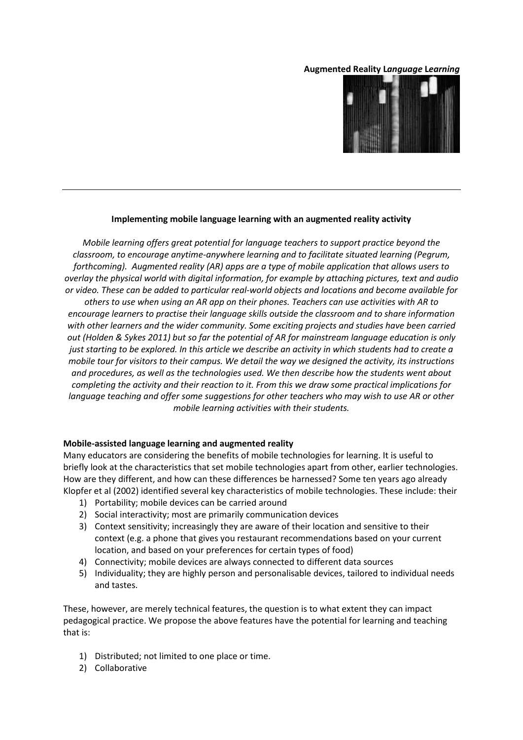**Augmented Reality L*anguage* L*earning***

---

**Implementing mobile language learning with an augmented reality activity**

*Mobile learning offers great potential for language teachers to support practice beyond the classroom, to encourage anytime-anywhere learning and to facilitate situated learning (Pegrum, forthcoming). Augmented reality (AR) apps are a type of mobile application that allows users to overlay the physical world with digital information, for example by attaching pictures, text and audio or video. These can be added to particular real-world objects and locations and become available for others to use when using an AR app on their phones. Teachers can use activities with AR to encourage learners to practise their language skills outside the classroom and to share information with other learners and the wider community. Some exciting projects and studies have been carried out (Holden & Sykes 2011) but so far the potential of AR for mainstream language education is only just starting to be explored. In this article we describe an activity in which students had to create a mobile tour for visitors to their campus. We detail the way we designed the activity, its instructions and procedures, as well as the technologies used. We then describe how the students went about completing the activity and their reaction to it. From this we draw some practical implications for language teaching and offer some suggestions for other teachers who may wish to use AR or other mobile learning activities with their students.*

**Mobile-assisted language learning and augmented reality**

Many educators are considering the benefits of mobile technologies for learning. It is useful to briefly look at the characteristics that set mobile technologies apart from other, earlier technologies. How are they different, and how can these differences be harnessed? Some ten years ago already Klopfer et al (2002) identified several key characteristics of mobile technologies. These include: their

1) Portability; mobile devices can be carried around
2) Social interactivity; most are primarily communication devices
3) Context sensitivity; increasingly they are aware of their location and sensitive to their context (e.g. a phone that gives you restaurant recommendations based on your current location, and based on your preferences for certain types of food)
4) Connectivity; mobile devices are always connected to different data sources
5) Individuality; they are highly person and personalisable devices, tailored to individual needs and tastes.

These, however, are merely technical features, the question is to what extent they can impact pedagogical practice. We propose the above features have the potential for learning and teaching that is:

1) Distributed; not limited to one place or time.
2) Collaborative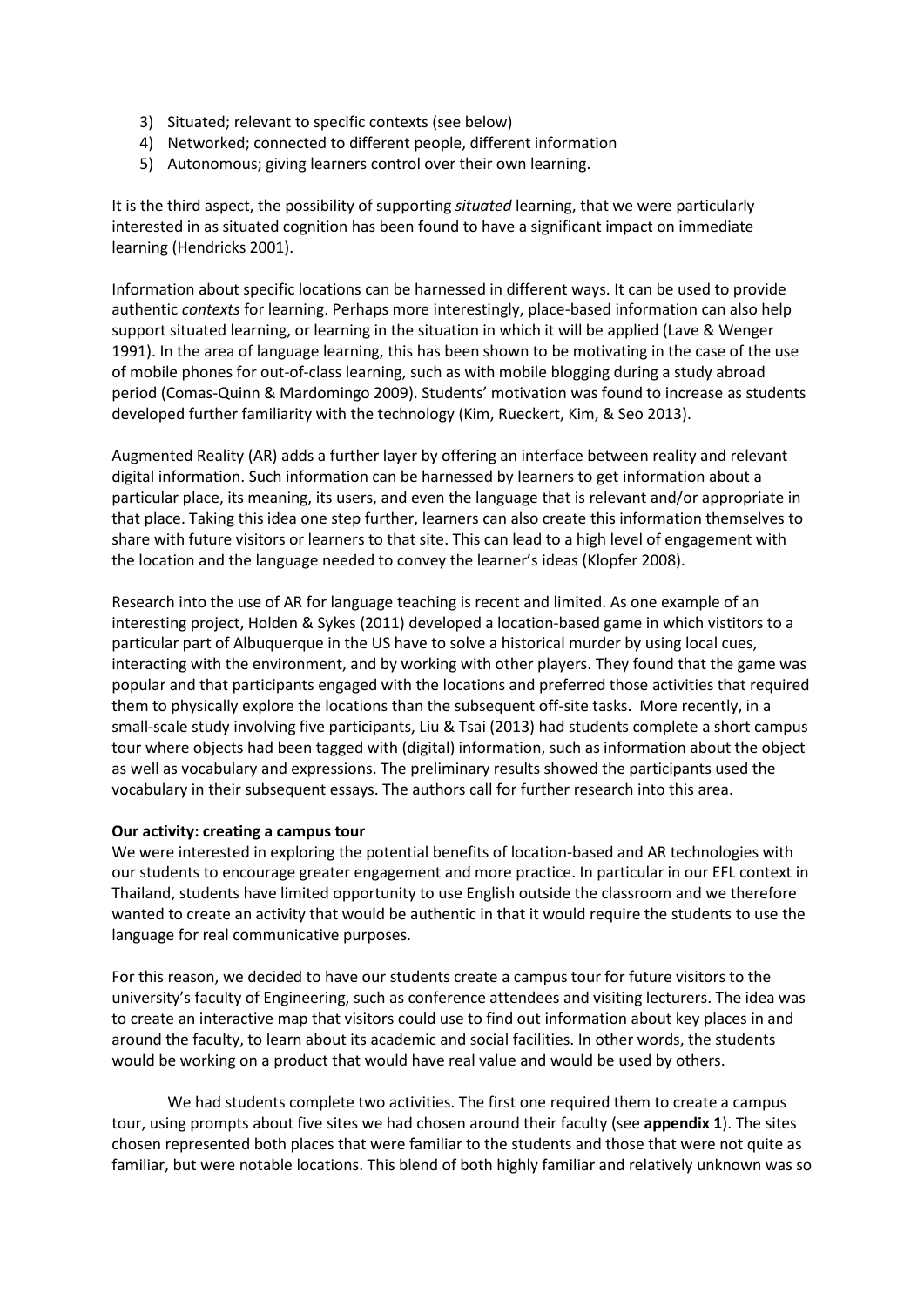3) Situated; relevant to specific contexts (see below)
4) Networked; connected to different people, different information
5) Autonomous; giving learners control over their own learning.

It is the third aspect, the possibility of supporting *situated* learning, that we were particularly interested in as situated cognition has been found to have a significant impact on immediate learning (Hendricks 2001).

Information about specific locations can be harnessed in different ways. It can be used to provide authentic *contexts* for learning. Perhaps more interestingly, place-based information can also help support situated learning, or learning in the situation in which it will be applied (Lave & Wenger 1991). In the area of language learning, this has been shown to be motivating in the case of the use of mobile phones for out-of-class learning, such as with mobile blogging during a study abroad period (Comas-Quinn & Mardomingo 2009). Students' motivation was found to increase as students developed further familiarity with the technology (Kim, Rueckert, Kim, & Seo 2013).

Augmented Reality (AR) adds a further layer by offering an interface between reality and relevant digital information. Such information can be harnessed by learners to get information about a particular place, its meaning, its users, and even the language that is relevant and/or appropriate in that place. Taking this idea one step further, learners can also create this information themselves to share with future visitors or learners to that site. This can lead to a high level of engagement with the location and the language needed to convey the learner's ideas (Klopfer 2008).

Research into the use of AR for language teaching is recent and limited. As one example of an interesting project, Holden & Sykes (2011) developed a location-based game in which vistitors to a particular part of Albuquerque in the US have to solve a historical murder by using local cues, interacting with the environment, and by working with other players. They found that the game was popular and that participants engaged with the locations and preferred those activities that required them to physically explore the locations than the subsequent off-site tasks. More recently, in a small-scale study involving five participants, Liu & Tsai (2013) had students complete a short campus tour where objects had been tagged with (digital) information, such as information about the object as well as vocabulary and expressions. The preliminary results showed the participants used the vocabulary in their subsequent essays. The authors call for further research into this area.

**Our activity: creating a campus tour**

We were interested in exploring the potential benefits of location-based and AR technologies with our students to encourage greater engagement and more practice. In particular in our EFL context in Thailand, students have limited opportunity to use English outside the classroom and we therefore wanted to create an activity that would be authentic in that it would require the students to use the language for real communicative purposes.

For this reason, we decided to have our students create a campus tour for future visitors to the university's faculty of Engineering, such as conference attendees and visiting lecturers. The idea was to create an interactive map that visitors could use to find out information about key places in and around the faculty, to learn about its academic and social facilities. In other words, the students would be working on a product that would have real value and would be used by others.

We had students complete two activities. The first one required them to create a campus tour, using prompts about five sites we had chosen around their faculty (see **appendix 1**). The sites chosen represented both places that were familiar to the students and those that were not quite as familiar, but were notable locations. This blend of both highly familiar and relatively unknown was so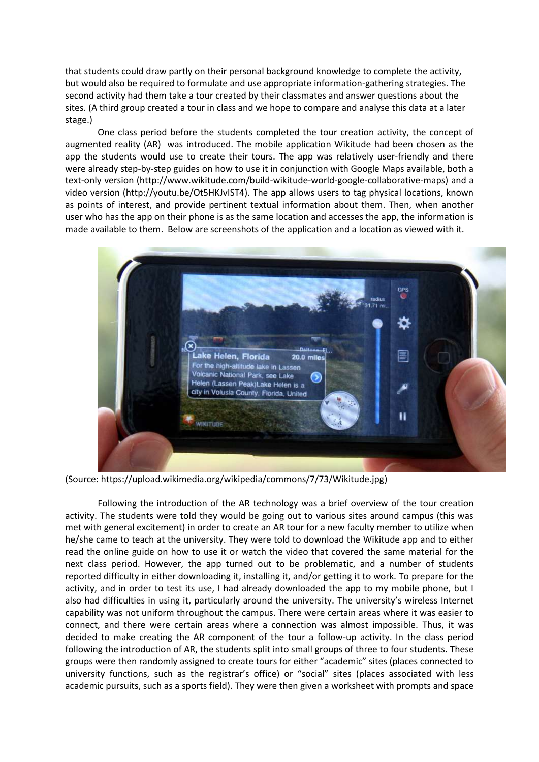that students could draw partly on their personal background knowledge to complete the activity, but would also be required to formulate and use appropriate information-gathering strategies. The second activity had them take a tour created by their classmates and answer questions about the sites. (A third group created a tour in class and we hope to compare and analyse this data at a later stage.)

One class period before the students completed the tour creation activity, the concept of augmented reality (AR) was introduced. The mobile application Wikitude had been chosen as the app the students would use to create their tours. The app was relatively user-friendly and there were already step-by-step guides on how to use it in conjunction with Google Maps available, both a text-only version (http://www.wikitude.com/build-wikitude-world-google-collaborative-maps) and a video version (http://youtu.be/Ot5HKJvIST4). The app allows users to tag physical locations, known as points of interest, and provide pertinent textual information about them. Then, when another user who has the app on their phone is as the same location and accesses the app, the information is made available to them. Below are screenshots of the application and a location as viewed with it.

(Source: https://upload.wikimedia.org/wikipedia/commons/7/73/Wikitude.jpg)

Following the introduction of the AR technology was a brief overview of the tour creation activity. The students were told they would be going out to various sites around campus (this was met with general excitement) in order to create an AR tour for a new faculty member to utilize when he/she came to teach at the university. They were told to download the Wikitude app and to either read the online guide on how to use it or watch the video that covered the same material for the next class period. However, the app turned out to be problematic, and a number of students reported difficulty in either downloading it, installing it, and/or getting it to work. To prepare for the activity, and in order to test its use, I had already downloaded the app to my mobile phone, but I also had difficulties in using it, particularly around the university. The university's wireless Internet capability was not uniform throughout the campus. There were certain areas where it was easier to connect, and there were certain areas where a connection was almost impossible. Thus, it was decided to make creating the AR component of the tour a follow-up activity. In the class period following the introduction of AR, the students split into small groups of three to four students. These groups were then randomly assigned to create tours for either "academic" sites (places connected to university functions, such as the registrar's office) or "social" sites (places associated with less academic pursuits, such as a sports field). They were then given a worksheet with prompts and space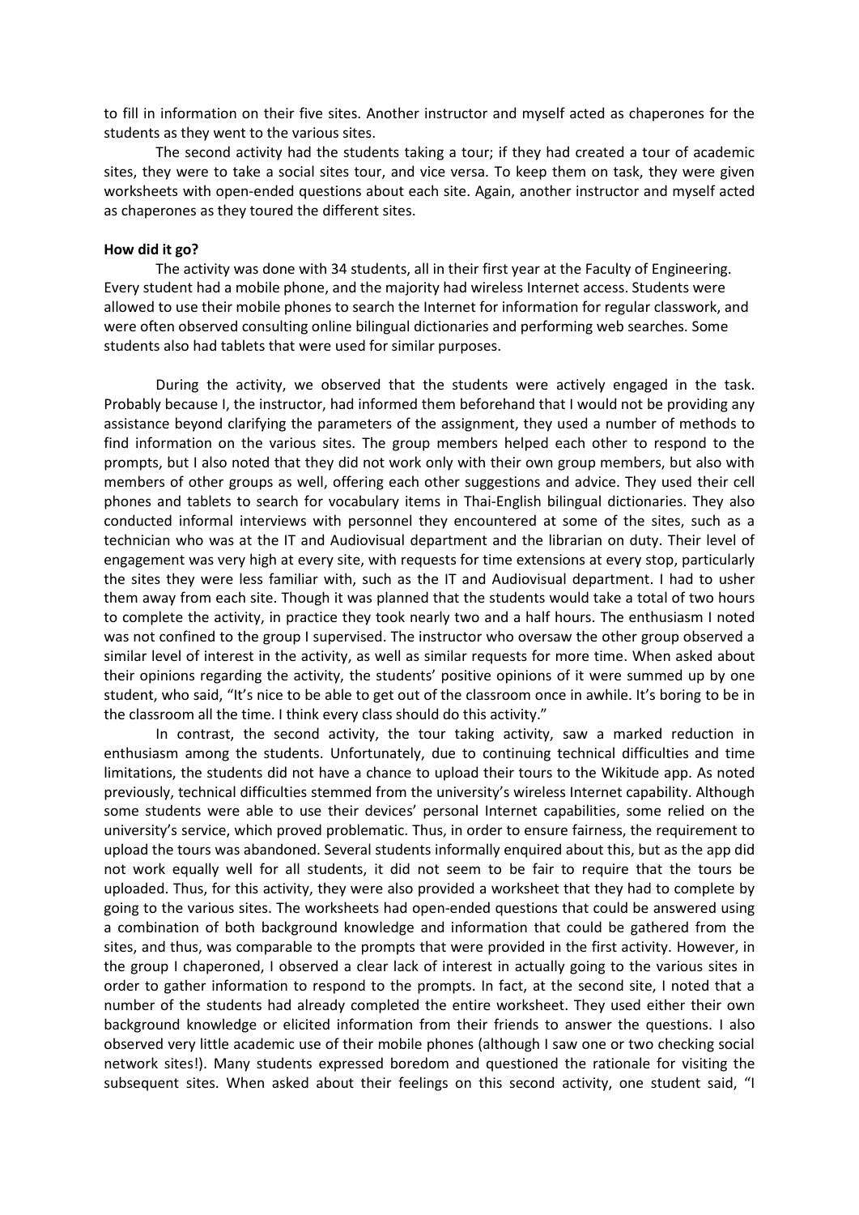to fill in information on their five sites. Another instructor and myself acted as chaperones for the students as they went to the various sites.

The second activity had the students taking a tour; if they had created a tour of academic sites, they were to take a social sites tour, and vice versa. To keep them on task, they were given worksheets with open-ended questions about each site. Again, another instructor and myself acted as chaperones as they toured the different sites.

**How did it go?**

The activity was done with 34 students, all in their first year at the Faculty of Engineering. Every student had a mobile phone, and the majority had wireless Internet access. Students were allowed to use their mobile phones to search the Internet for information for regular classwork, and were often observed consulting online bilingual dictionaries and performing web searches. Some students also had tablets that were used for similar purposes.

During the activity, we observed that the students were actively engaged in the task. Probably because I, the instructor, had informed them beforehand that I would not be providing any assistance beyond clarifying the parameters of the assignment, they used a number of methods to find information on the various sites. The group members helped each other to respond to the prompts, but I also noted that they did not work only with their own group members, but also with members of other groups as well, offering each other suggestions and advice. They used their cell phones and tablets to search for vocabulary items in Thai-English bilingual dictionaries. They also conducted informal interviews with personnel they encountered at some of the sites, such as a technician who was at the IT and Audiovisual department and the librarian on duty. Their level of engagement was very high at every site, with requests for time extensions at every stop, particularly the sites they were less familiar with, such as the IT and Audiovisual department. I had to usher them away from each site. Though it was planned that the students would take a total of two hours to complete the activity, in practice they took nearly two and a half hours. The enthusiasm I noted was not confined to the group I supervised. The instructor who oversaw the other group observed a similar level of interest in the activity, as well as similar requests for more time. When asked about their opinions regarding the activity, the students' positive opinions of it were summed up by one student, who said, "It's nice to be able to get out of the classroom once in awhile. It's boring to be in the classroom all the time. I think every class should do this activity."

In contrast, the second activity, the tour taking activity, saw a marked reduction in enthusiasm among the students. Unfortunately, due to continuing technical difficulties and time limitations, the students did not have a chance to upload their tours to the Wikitude app. As noted previously, technical difficulties stemmed from the university's wireless Internet capability. Although some students were able to use their devices' personal Internet capabilities, some relied on the university's service, which proved problematic. Thus, in order to ensure fairness, the requirement to upload the tours was abandoned. Several students informally enquired about this, but as the app did not work equally well for all students, it did not seem to be fair to require that the tours be uploaded. Thus, for this activity, they were also provided a worksheet that they had to complete by going to the various sites. The worksheets had open-ended questions that could be answered using a combination of both background knowledge and information that could be gathered from the sites, and thus, was comparable to the prompts that were provided in the first activity. However, in the group I chaperoned, I observed a clear lack of interest in actually going to the various sites in order to gather information to respond to the prompts. In fact, at the second site, I noted that a number of the students had already completed the entire worksheet. They used either their own background knowledge or elicited information from their friends to answer the questions. I also observed very little academic use of their mobile phones (although I saw one or two checking social network sites!). Many students expressed boredom and questioned the rationale for visiting the subsequent sites. When asked about their feelings on this second activity, one student said, "I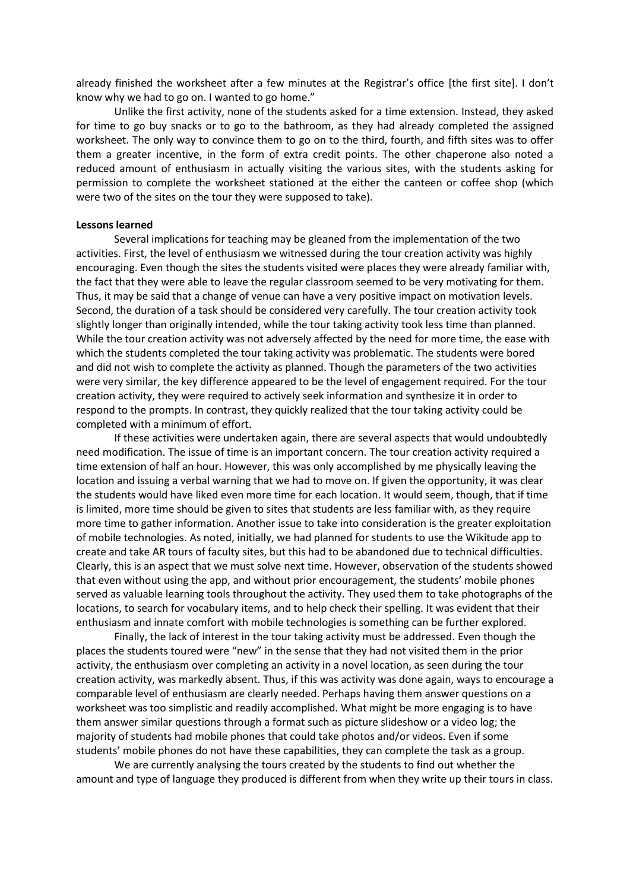already finished the worksheet after a few minutes at the Registrar's office [the first site]. I don't know why we had to go on. I wanted to go home."

Unlike the first activity, none of the students asked for a time extension. Instead, they asked for time to go buy snacks or to go to the bathroom, as they had already completed the assigned worksheet. The only way to convince them to go on to the third, fourth, and fifth sites was to offer them a greater incentive, in the form of extra credit points. The other chaperone also noted a reduced amount of enthusiasm in actually visiting the various sites, with the students asking for permission to complete the worksheet stationed at the either the canteen or coffee shop (which were two of the sites on the tour they were supposed to take).

**Lessons learned**

Several implications for teaching may be gleaned from the implementation of the two activities. First, the level of enthusiasm we witnessed during the tour creation activity was highly encouraging. Even though the sites the students visited were places they were already familiar with, the fact that they were able to leave the regular classroom seemed to be very motivating for them. Thus, it may be said that a change of venue can have a very positive impact on motivation levels. Second, the duration of a task should be considered very carefully. The tour creation activity took slightly longer than originally intended, while the tour taking activity took less time than planned. While the tour creation activity was not adversely affected by the need for more time, the ease with which the students completed the tour taking activity was problematic. The students were bored and did not wish to complete the activity as planned. Though the parameters of the two activities were very similar, the key difference appeared to be the level of engagement required. For the tour creation activity, they were required to actively seek information and synthesize it in order to respond to the prompts. In contrast, they quickly realized that the tour taking activity could be completed with a minimum of effort.

If these activities were undertaken again, there are several aspects that would undoubtedly need modification. The issue of time is an important concern. The tour creation activity required a time extension of half an hour. However, this was only accomplished by me physically leaving the location and issuing a verbal warning that we had to move on. If given the opportunity, it was clear the students would have liked even more time for each location. It would seem, though, that if time is limited, more time should be given to sites that students are less familiar with, as they require more time to gather information. Another issue to take into consideration is the greater exploitation of mobile technologies. As noted, initially, we had planned for students to use the Wikitude app to create and take AR tours of faculty sites, but this had to be abandoned due to technical difficulties. Clearly, this is an aspect that we must solve next time. However, observation of the students showed that even without using the app, and without prior encouragement, the students' mobile phones served as valuable learning tools throughout the activity. They used them to take photographs of the locations, to search for vocabulary items, and to help check their spelling. It was evident that their enthusiasm and innate comfort with mobile technologies is something can be further explored.

Finally, the lack of interest in the tour taking activity must be addressed. Even though the places the students toured were "new" in the sense that they had not visited them in the prior activity, the enthusiasm over completing an activity in a novel location, as seen during the tour creation activity, was markedly absent. Thus, if this was activity was done again, ways to encourage a comparable level of enthusiasm are clearly needed. Perhaps having them answer questions on a worksheet was too simplistic and readily accomplished. What might be more engaging is to have them answer similar questions through a format such as picture slideshow or a video log; the majority of students had mobile phones that could take photos and/or videos. Even if some students' mobile phones do not have these capabilities, they can complete the task as a group.

We are currently analysing the tours created by the students to find out whether the amount and type of language they produced is different from when they write up their tours in class.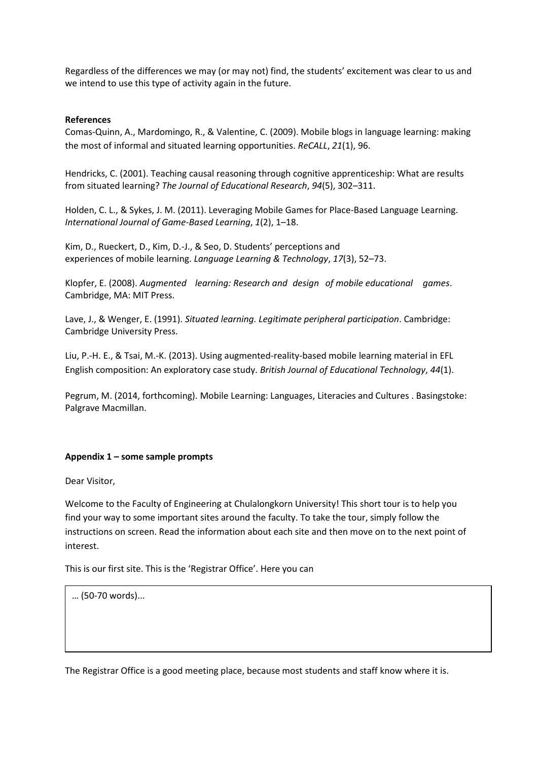Regardless of the differences we may (or may not) find, the students' excitement was clear to us and we intend to use this type of activity again in the future.

**References**

Comas-Quinn, A., Mardomingo, R., & Valentine, C. (2009). Mobile blogs in language learning: making the most of informal and situated learning opportunities. *ReCALL*, *21*(1), 96.

Hendricks, C. (2001). Teaching causal reasoning through cognitive apprenticeship: What are results from situated learning? *The Journal of Educational Research*, *94*(5), 302–311.

Holden, C. L., & Sykes, J. M. (2011). Leveraging Mobile Games for Place-Based Language Learning. *International Journal of Game-Based Learning*, *1*(2), 1–18.

Kim, D., Rueckert, D., Kim, D.-J., & Seo, D. Students' perceptions and experiences of mobile learning. *Language Learning & Technology*, *17*(3), 52–73.

Klopfer, E. (2008). *Augmented learning: Research and design of mobile educational games*. Cambridge, MA: MIT Press.

Lave, J., & Wenger, E. (1991). *Situated learning. Legitimate peripheral participation*. Cambridge: Cambridge University Press.

Liu, P.-H. E., & Tsai, M.-K. (2013). Using augmented-reality-based mobile learning material in EFL English composition: An exploratory case study. *British Journal of Educational Technology*, *44*(1).

Pegrum, M. (2014, forthcoming). Mobile Learning: Languages, Literacies and Cultures . Basingstoke: Palgrave Macmillan.

**Appendix 1 – some sample prompts**

Dear Visitor,

Welcome to the Faculty of Engineering at Chulalongkorn University! This short tour is to help you find your way to some important sites around the faculty. To take the tour, simply follow the instructions on screen. Read the information about each site and then move on to the next point of interest.

This is our first site. This is the 'Registrar Office'. Here you can

| … (50-70 words)... |
| --- |

The Registrar Office is a good meeting place, because most students and staff know where it is.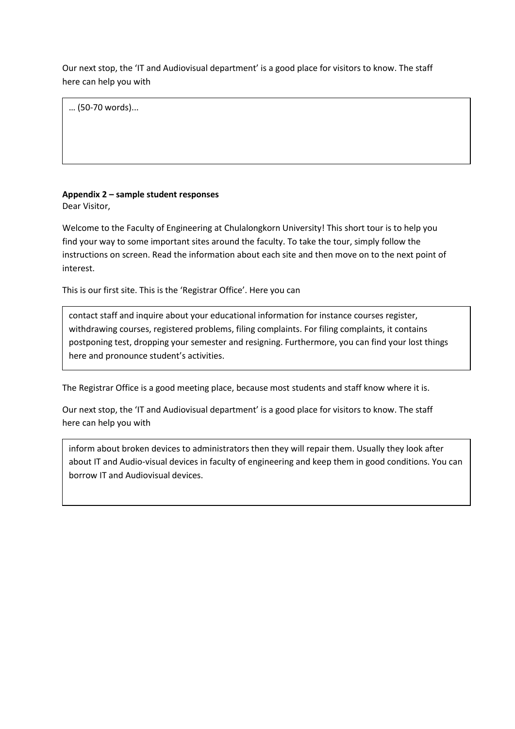Our next stop, the 'IT and Audiovisual department' is a good place for visitors to know. The staff here can help you with

> … (50-70 words)...

**Appendix 2 – sample student responses**

Dear Visitor,

Welcome to the Faculty of Engineering at Chulalongkorn University! This short tour is to help you find your way to some important sites around the faculty. To take the tour, simply follow the instructions on screen. Read the information about each site and then move on to the next point of interest.

This is our first site. This is the 'Registrar Office'. Here you can

> contact staff and inquire about your educational information for instance courses register, withdrawing courses, registered problems, filing complaints. For filing complaints, it contains postponing test, dropping your semester and resigning. Furthermore, you can find your lost things here and pronounce student's activities.

The Registrar Office is a good meeting place, because most students and staff know where it is.

Our next stop, the 'IT and Audiovisual department' is a good place for visitors to know. The staff here can help you with

> inform about broken devices to administrators then they will repair them. Usually they look after about IT and Audio-visual devices in faculty of engineering and keep them in good conditions. You can borrow IT and Audiovisual devices.